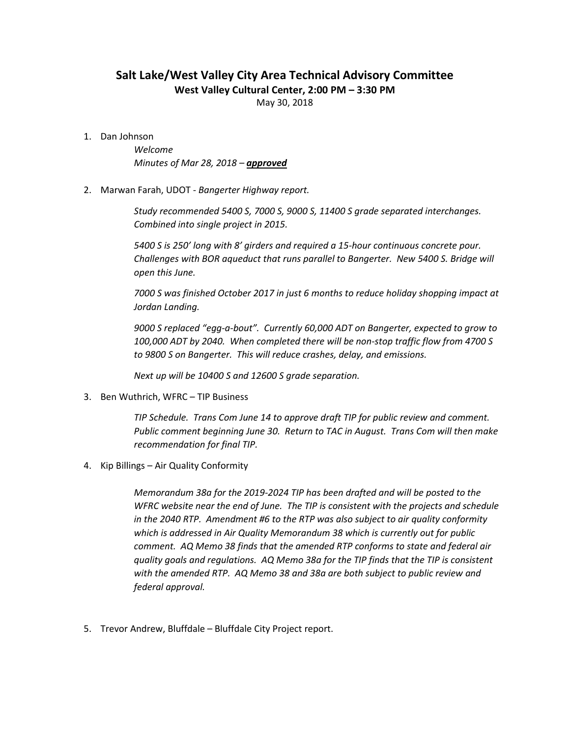# Salt Lake/West Valley City Area Technical Advisory Committee

**West Valley Cultural Center, 2:00 PM – 3:30 PM**

May 30, 2018

1. Dan Johnson

   *Welcome*

   *Minutes of Mar 28, 2018 –* ***approved***

2. Marwan Farah, UDOT - *Bangerter Highway report.*

   *Study recommended 5400 S, 7000 S, 9000 S, 11400 S grade separated interchanges. Combined into single project in 2015.*

   *5400 S is 250' long with 8' girders and required a 15-hour continuous concrete pour. Challenges with BOR aqueduct that runs parallel to Bangerter. New 5400 S. Bridge will open this June.*

   *7000 S was finished October 2017 in just 6 months to reduce holiday shopping impact at Jordan Landing.*

   *9000 S replaced "egg-a-bout". Currently 60,000 ADT on Bangerter, expected to grow to 100,000 ADT by 2040. When completed there will be non-stop traffic flow from 4700 S to 9800 S on Bangerter. This will reduce crashes, delay, and emissions.*

   *Next up will be 10400 S and 12600 S grade separation.*

3. Ben Wuthrich, WFRC – TIP Business

   *TIP Schedule. Trans Com June 14 to approve draft TIP for public review and comment. Public comment beginning June 30. Return to TAC in August. Trans Com will then make recommendation for final TIP.*

4. Kip Billings – Air Quality Conformity

   *Memorandum 38a for the 2019-2024 TIP has been drafted and will be posted to the WFRC website near the end of June. The TIP is consistent with the projects and schedule in the 2040 RTP. Amendment #6 to the RTP was also subject to air quality conformity which is addressed in Air Quality Memorandum 38 which is currently out for public comment. AQ Memo 38 finds that the amended RTP conforms to state and federal air quality goals and regulations. AQ Memo 38a for the TIP finds that the TIP is consistent with the amended RTP. AQ Memo 38 and 38a are both subject to public review and federal approval.*

5. Trevor Andrew, Bluffdale – Bluffdale City Project report.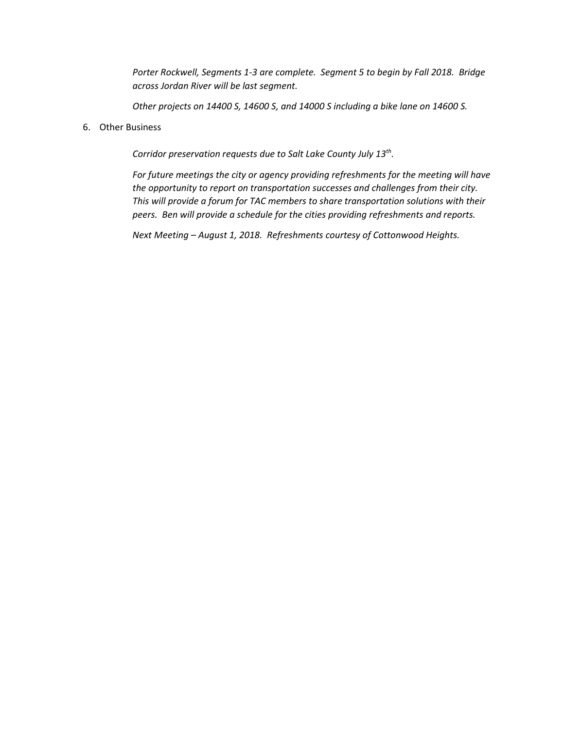*Porter Rockwell, Segments 1-3 are complete. Segment 5 to begin by Fall 2018. Bridge across Jordan River will be last segment.*

*Other projects on 14400 S, 14600 S, and 14000 S including a bike lane on 14600 S.*

6. Other Business

*Corridor preservation requests due to Salt Lake County July 13th.*

*For future meetings the city or agency providing refreshments for the meeting will have the opportunity to report on transportation successes and challenges from their city. This will provide a forum for TAC members to share transportation solutions with their peers. Ben will provide a schedule for the cities providing refreshments and reports.*

*Next Meeting – August 1, 2018. Refreshments courtesy of Cottonwood Heights.*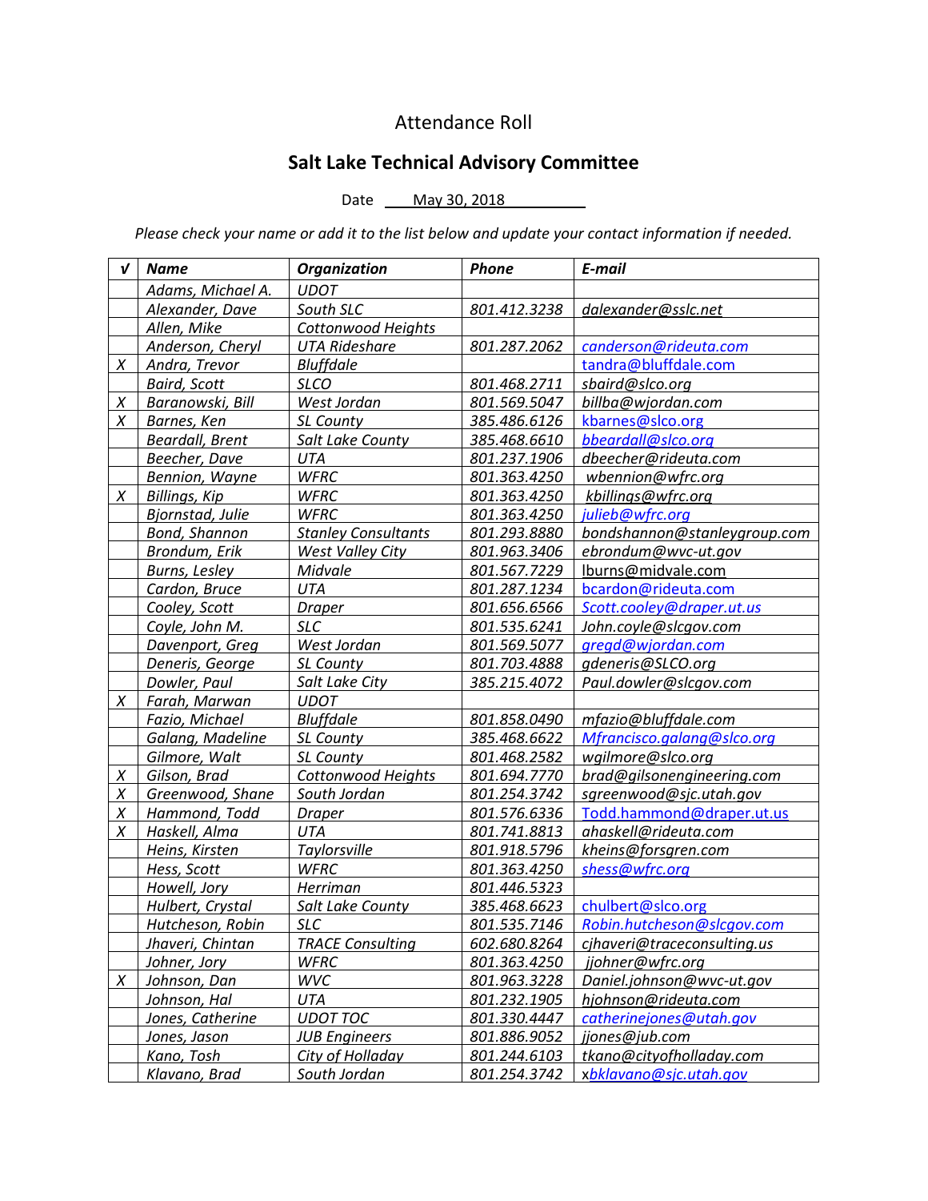# Attendance Roll

## Salt Lake Technical Advisory Committee

Date May 30, 2018

*Please check your name or add it to the list below and update your contact information if needed.*

| √ | Name | Organization | Phone | E-mail |
|---|---|---|---|---|
| | Adams, Michael A. | UDOT | | |
| | Alexander, Dave | South SLC | 801.412.3238 | dalexander@sslc.net |
| | Allen, Mike | Cottonwood Heights | | |
| | Anderson, Cheryl | UTA Rideshare | 801.287.2062 | canderson@rideuta.com |
| X | Andra, Trevor | Bluffdale | | tandra@bluffdale.com |
| | Baird, Scott | SLCO | 801.468.2711 | sbaird@slco.org |
| X | Baranowski, Bill | West Jordan | 801.569.5047 | billba@wjordan.com |
| X | Barnes, Ken | SL County | 385.486.6126 | kbarnes@slco.org |
| | Beardall, Brent | Salt Lake County | 385.468.6610 | bbeardall@slco.org |
| | Beecher, Dave | UTA | 801.237.1906 | dbeecher@rideuta.com |
| | Bennion, Wayne | WFRC | 801.363.4250 | wbennion@wfrc.org |
| X | Billings, Kip | WFRC | 801.363.4250 | kbillings@wfrc.org |
| | Bjornstad, Julie | WFRC | 801.363.4250 | julieb@wfrc.org |
| | Bond, Shannon | Stanley Consultants | 801.293.8880 | bondshannon@stanleygroup.com |
| | Brondum, Erik | West Valley City | 801.963.3406 | ebrondum@wvc-ut.gov |
| | Burns, Lesley | Midvale | 801.567.7229 | lburns@midvale.com |
| | Cardon, Bruce | UTA | 801.287.1234 | bcardon@rideuta.com |
| | Cooley, Scott | Draper | 801.656.6566 | Scott.cooley@draper.ut.us |
| | Coyle, John M. | SLC | 801.535.6241 | John.coyle@slcgov.com |
| | Davenport, Greg | West Jordan | 801.569.5077 | gregd@wjordan.com |
| | Deneris, George | SL County | 801.703.4888 | gdeneris@SLCO.org |
| | Dowler, Paul | Salt Lake City | 385.215.4072 | Paul.dowler@slcgov.com |
| X | Farah, Marwan | UDOT | | |
| | Fazio, Michael | Bluffdale | 801.858.0490 | mfazio@bluffdale.com |
| | Galang, Madeline | SL County | 385.468.6622 | Mfrancisco.galang@slco.org |
| | Gilmore, Walt | SL County | 801.468.2582 | wgilmore@slco.org |
| X | Gilson, Brad | Cottonwood Heights | 801.694.7770 | brad@gilsonengineering.com |
| X | Greenwood, Shane | South Jordan | 801.254.3742 | sgreenwood@sjc.utah.gov |
| X | Hammond, Todd | Draper | 801.576.6336 | Todd.hammond@draper.ut.us |
| X | Haskell, Alma | UTA | 801.741.8813 | ahaskell@rideuta.com |
| | Heins, Kirsten | Taylorsville | 801.918.5796 | kheins@forsgren.com |
| | Hess, Scott | WFRC | 801.363.4250 | shess@wfrc.org |
| | Howell, Jory | Herriman | 801.446.5323 | |
| | Hulbert, Crystal | Salt Lake County | 385.468.6623 | chulbert@slco.org |
| | Hutcheson, Robin | SLC | 801.535.7146 | Robin.hutcheson@slcgov.com |
| | Jhaveri, Chintan | TRACE Consulting | 602.680.8264 | cjhaveri@traceconsulting.us |
| | Johner, Jory | WFRC | 801.363.4250 | jjohner@wfrc.org |
| X | Johnson, Dan | WVC | 801.963.3228 | Daniel.johnson@wvc-ut.gov |
| | Johnson, Hal | UTA | 801.232.1905 | hjohnson@rideuta.com |
| | Jones, Catherine | UDOT TOC | 801.330.4447 | catherinejones@utah.gov |
| | Jones, Jason | JUB Engineers | 801.886.9052 | jjones@jub.com |
| | Kano, Tosh | City of Holladay | 801.244.6103 | tkano@cityofholladay.com |
| | Klavano, Brad | South Jordan | 801.254.3742 | xbklavano@sjc.utah.gov |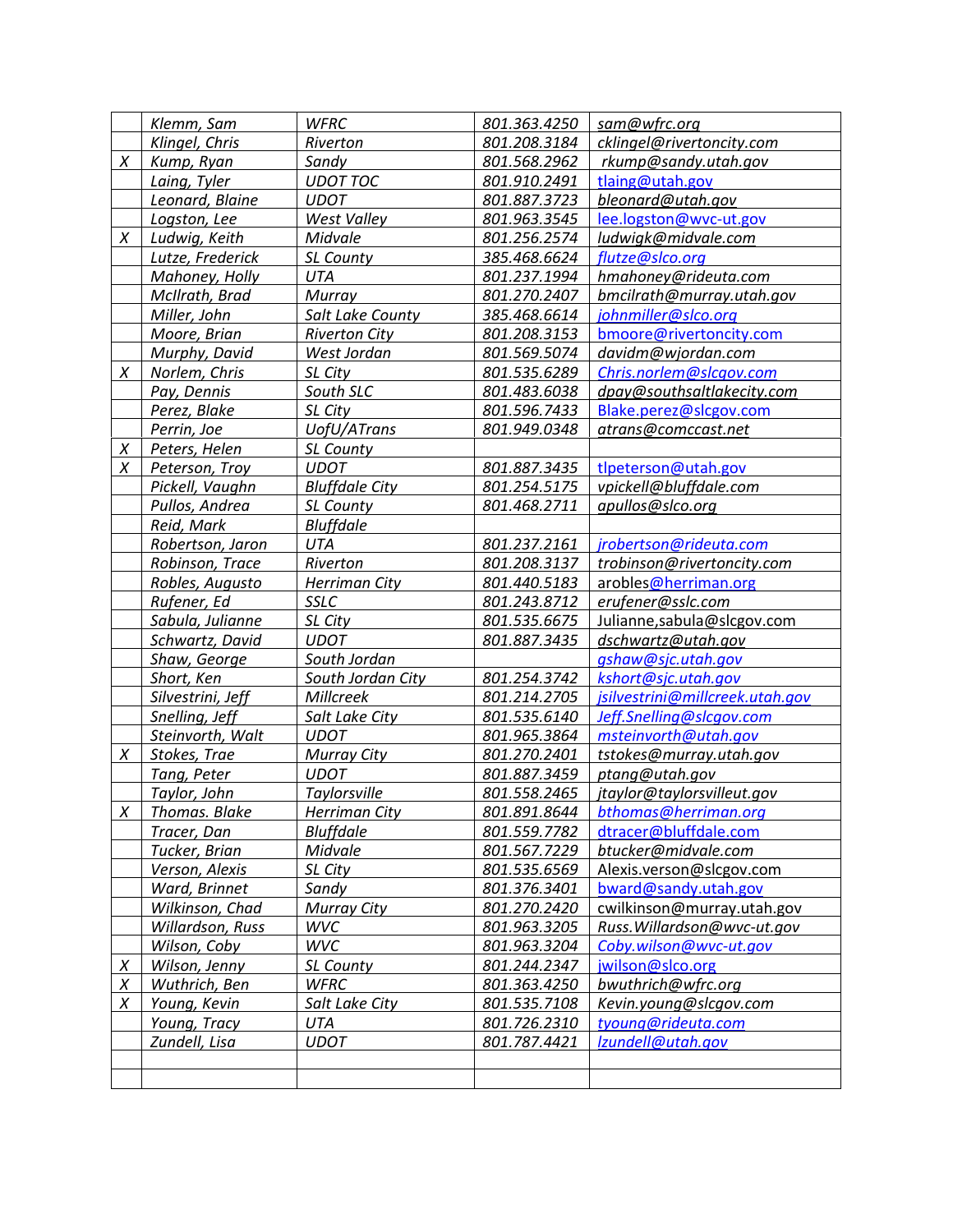| | | | | |
|---|---|---|---|---|
| | Klemm, Sam | WFRC | 801.363.4250 | sam@wfrc.org |
| | Klingel, Chris | Riverton | 801.208.3184 | cklingel@rivertoncity.com |
| X | Kump, Ryan | Sandy | 801.568.2962 | rkump@sandy.utah.gov |
| | Laing, Tyler | UDOT TOC | 801.910.2491 | tlaing@utah.gov |
| | Leonard, Blaine | UDOT | 801.887.3723 | bleonard@utah.gov |
| | Logston, Lee | West Valley | 801.963.3545 | lee.logston@wvc-ut.gov |
| X | Ludwig, Keith | Midvale | 801.256.2574 | ludwigk@midvale.com |
| | Lutze, Frederick | SL County | 385.468.6624 | flutze@slco.org |
| | Mahoney, Holly | UTA | 801.237.1994 | hmahoney@rideuta.com |
| | McIlrath, Brad | Murray | 801.270.2407 | bmcilrath@murray.utah.gov |
| | Miller, John | Salt Lake County | 385.468.6614 | johnmiller@slco.org |
| | Moore, Brian | Riverton City | 801.208.3153 | bmoore@rivertoncity.com |
| | Murphy, David | West Jordan | 801.569.5074 | davidm@wjordan.com |
| X | Norlem, Chris | SL City | 801.535.6289 | Chris.norlem@slcgov.com |
| | Pay, Dennis | South SLC | 801.483.6038 | dpay@southsaltlakecity.com |
| | Perez, Blake | SL City | 801.596.7433 | Blake.perez@slcgov.com |
| | Perrin, Joe | UofU/ATrans | 801.949.0348 | atrans@comccast.net |
| X | Peters, Helen | SL County | | |
| X | Peterson, Troy | UDOT | 801.887.3435 | tlpeterson@utah.gov |
| | Pickell, Vaughn | Bluffdale City | 801.254.5175 | vpickell@bluffdale.com |
| | Pullos, Andrea | SL County | 801.468.2711 | apullos@slco.org |
| | Reid, Mark | Bluffdale | | |
| | Robertson, Jaron | UTA | 801.237.2161 | jrobertson@rideuta.com |
| | Robinson, Trace | Riverton | 801.208.3137 | trobinson@rivertoncity.com |
| | Robles, Augusto | Herriman City | 801.440.5183 | arobles@herriman.org |
| | Rufener, Ed | SSLC | 801.243.8712 | erufener@sslc.com |
| | Sabula, Julianne | SL City | 801.535.6675 | Julianne,sabula@slcgov.com |
| | Schwartz, David | UDOT | 801.887.3435 | dschwartz@utah.gov |
| | Shaw, George | South Jordan | | gshaw@sjc.utah.gov |
| | Short, Ken | South Jordan City | 801.254.3742 | kshort@sjc.utah.gov |
| | Silvestrini, Jeff | Millcreek | 801.214.2705 | jsilvestrini@millcreek.utah.gov |
| | Snelling, Jeff | Salt Lake City | 801.535.6140 | Jeff.Snelling@slcgov.com |
| | Steinvorth, Walt | UDOT | 801.965.3864 | msteinvorth@utah.gov |
| X | Stokes, Trae | Murray City | 801.270.2401 | tstokes@murray.utah.gov |
| | Tang, Peter | UDOT | 801.887.3459 | ptang@utah.gov |
| | Taylor, John | Taylorsville | 801.558.2465 | jtaylor@taylorsvilleut.gov |
| X | Thomas. Blake | Herriman City | 801.891.8644 | bthomas@herriman.org |
| | Tracer, Dan | Bluffdale | 801.559.7782 | dtracer@bluffdale.com |
| | Tucker, Brian | Midvale | 801.567.7229 | btucker@midvale.com |
| | Verson, Alexis | SL City | 801.535.6569 | Alexis.verson@slcgov.com |
| | Ward, Brinnet | Sandy | 801.376.3401 | bward@sandy.utah.gov |
| | Wilkinson, Chad | Murray City | 801.270.2420 | cwilkinson@murray.utah.gov |
| | Willardson, Russ | WVC | 801.963.3205 | Russ.Willardson@wvc-ut.gov |
| | Wilson, Coby | WVC | 801.963.3204 | Coby.wilson@wvc-ut.gov |
| X | Wilson, Jenny | SL County | 801.244.2347 | jwilson@slco.org |
| X | Wuthrich, Ben | WFRC | 801.363.4250 | bwuthrich@wfrc.org |
| X | Young, Kevin | Salt Lake City | 801.535.7108 | Kevin.young@slcgov.com |
| | Young, Tracy | UTA | 801.726.2310 | tyoung@rideuta.com |
| | Zundell, Lisa | UDOT | 801.787.4421 | lzundell@utah.gov |
| | | | | |
| | | | | |